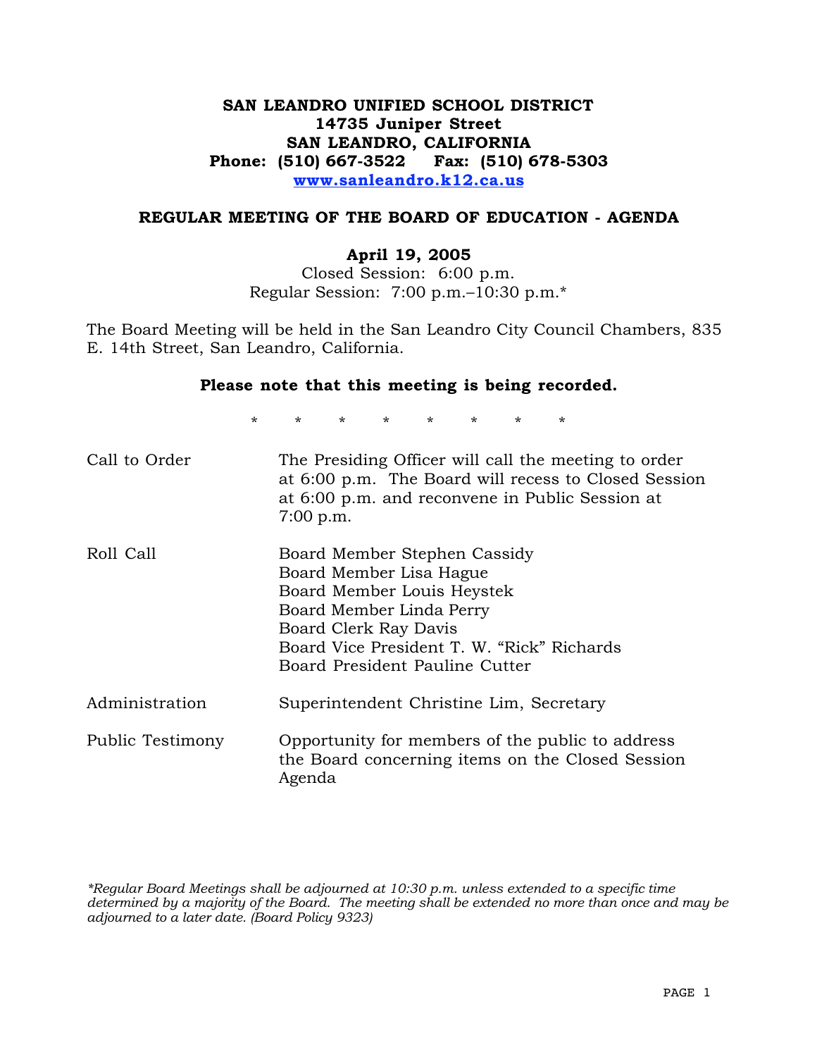# SAN LEANDRO UNIFIED SCHOOL DISTRICT

**14735 Juniper Street**
**SAN LEANDRO, CALIFORNIA**
**Phone: (510) 667-3522  Fax: (510) 678-5303**
**www.sanleandro.k12.ca.us**

## REGULAR MEETING OF THE BOARD OF EDUCATION - AGENDA

**April 19, 2005**

Closed Session: 6:00 p.m.
Regular Session: 7:00 p.m.–10:30 p.m.*

The Board Meeting will be held in the San Leandro City Council Chambers, 835 E. 14th Street, San Leandro, California.

**Please note that this meeting is being recorded.**

\* \* \* \* \* \* \* \*

| | |
|---|---|
| Call to Order | The Presiding Officer will call the meeting to order at 6:00 p.m. The Board will recess to Closed Session at 6:00 p.m. and reconvene in Public Session at 7:00 p.m. |
| Roll Call | Board Member Stephen Cassidy<br>Board Member Lisa Hague<br>Board Member Louis Heystek<br>Board Member Linda Perry<br>Board Clerk Ray Davis<br>Board Vice President T. W. "Rick" Richards<br>Board President Pauline Cutter |
| Administration | Superintendent Christine Lim, Secretary |
| Public Testimony | Opportunity for members of the public to address the Board concerning items on the Closed Session Agenda |

*\*Regular Board Meetings shall be adjourned at 10:30 p.m. unless extended to a specific time determined by a majority of the Board. The meeting shall be extended no more than once and may be adjourned to a later date. (Board Policy 9323)*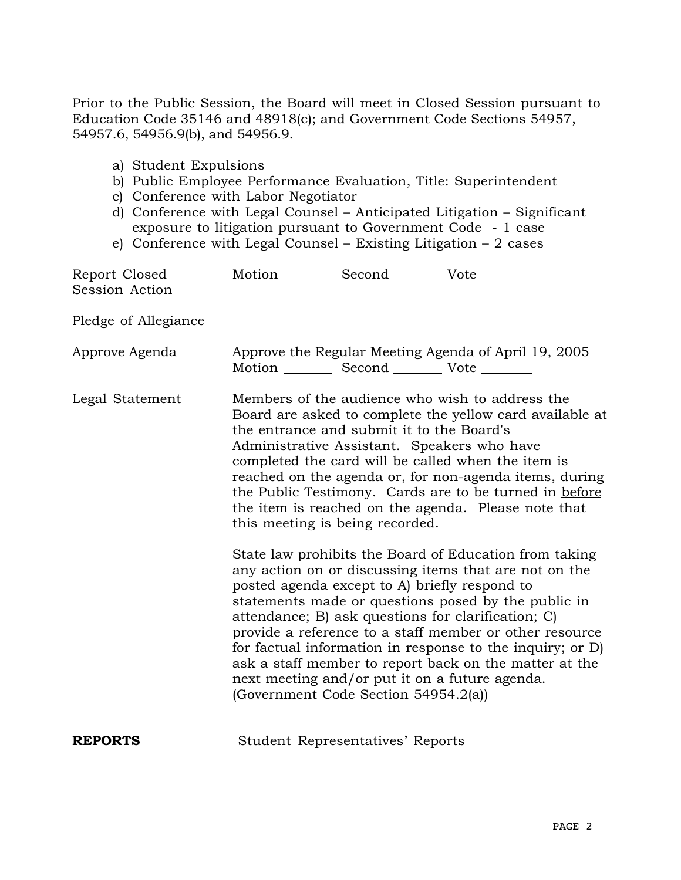Prior to the Public Session, the Board will meet in Closed Session pursuant to Education Code 35146 and 48918(c); and Government Code Sections 54957, 54957.6, 54956.9(b), and 54956.9.

a) Student Expulsions
b) Public Employee Performance Evaluation, Title: Superintendent
c) Conference with Labor Negotiator
d) Conference with Legal Counsel – Anticipated Litigation – Significant exposure to litigation pursuant to Government Code - 1 case
e) Conference with Legal Counsel – Existing Litigation – 2 cases

Report Closed Session Action — Motion _______ Second _______ Vote _______

Pledge of Allegiance

Approve Agenda — Approve the Regular Meeting Agenda of April 19, 2005
Motion _______ Second _______ Vote _______

Legal Statement — Members of the audience who wish to address the Board are asked to complete the yellow card available at the entrance and submit it to the Board's Administrative Assistant. Speakers who have completed the card will be called when the item is reached on the agenda or, for non-agenda items, during the Public Testimony. Cards are to be turned in before the item is reached on the agenda. Please note that this meeting is being recorded.

State law prohibits the Board of Education from taking any action on or discussing items that are not on the posted agenda except to A) briefly respond to statements made or questions posed by the public in attendance; B) ask questions for clarification; C) provide a reference to a staff member or other resource for factual information in response to the inquiry; or D) ask a staff member to report back on the matter at the next meeting and/or put it on a future agenda. (Government Code Section 54954.2(a))

**REPORTS** — Student Representatives' Reports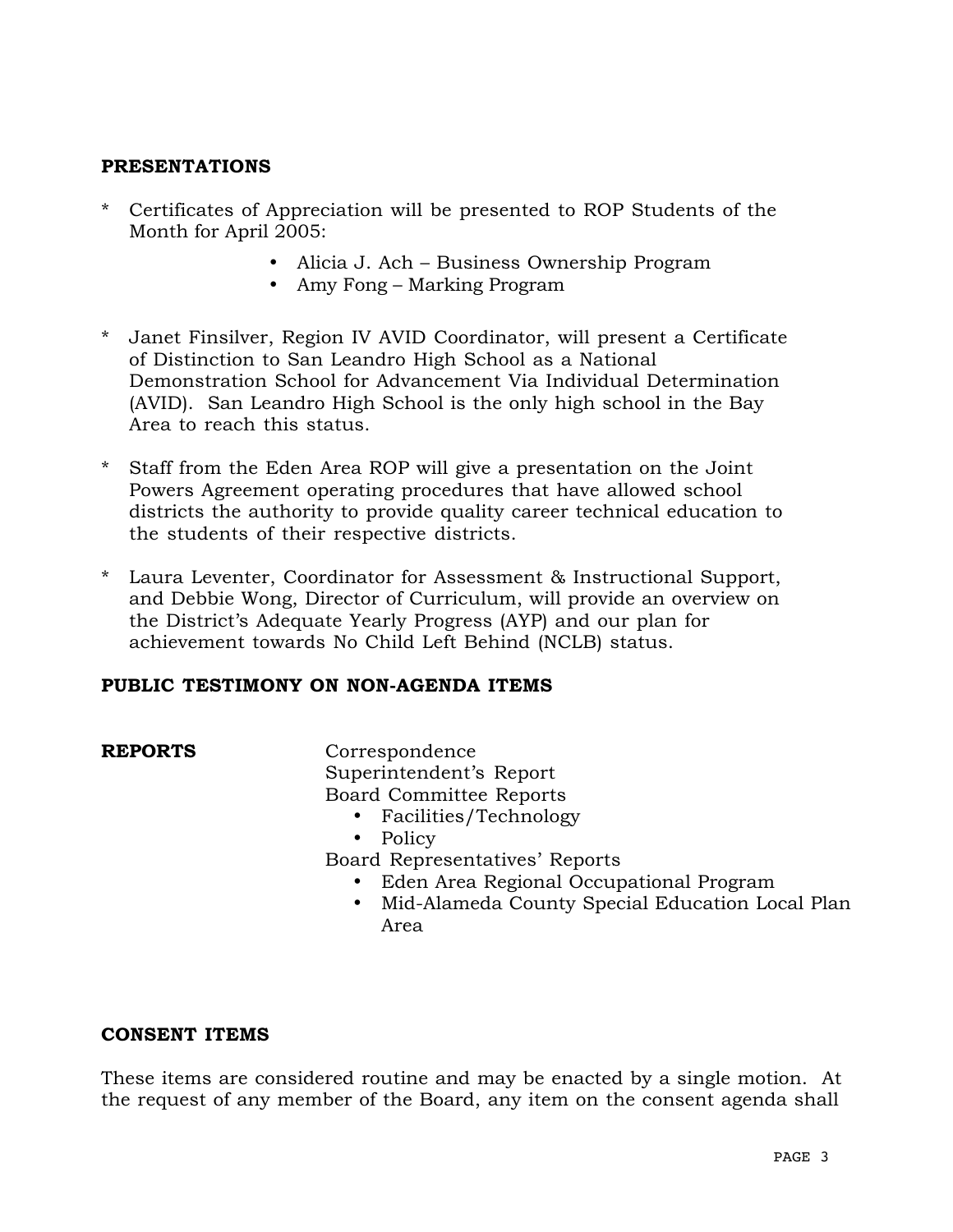**PRESENTATIONS**

* Certificates of Appreciation will be presented to ROP Students of the Month for April 2005:
  - Alicia J. Ach – Business Ownership Program
  - Amy Fong – Marking Program

* Janet Finsilver, Region IV AVID Coordinator, will present a Certificate of Distinction to San Leandro High School as a National Demonstration School for Advancement Via Individual Determination (AVID). San Leandro High School is the only high school in the Bay Area to reach this status.

* Staff from the Eden Area ROP will give a presentation on the Joint Powers Agreement operating procedures that have allowed school districts the authority to provide quality career technical education to the students of their respective districts.

* Laura Leventer, Coordinator for Assessment & Instructional Support, and Debbie Wong, Director of Curriculum, will provide an overview on the District's Adequate Yearly Progress (AYP) and our plan for achievement towards No Child Left Behind (NCLB) status.

**PUBLIC TESTIMONY ON NON-AGENDA ITEMS**

**REPORTS**

Correspondence
Superintendent's Report
Board Committee Reports
- Facilities/Technology
- Policy

Board Representatives' Reports
- Eden Area Regional Occupational Program
- Mid-Alameda County Special Education Local Plan Area

**CONSENT ITEMS**

These items are considered routine and may be enacted by a single motion. At the request of any member of the Board, any item on the consent agenda shall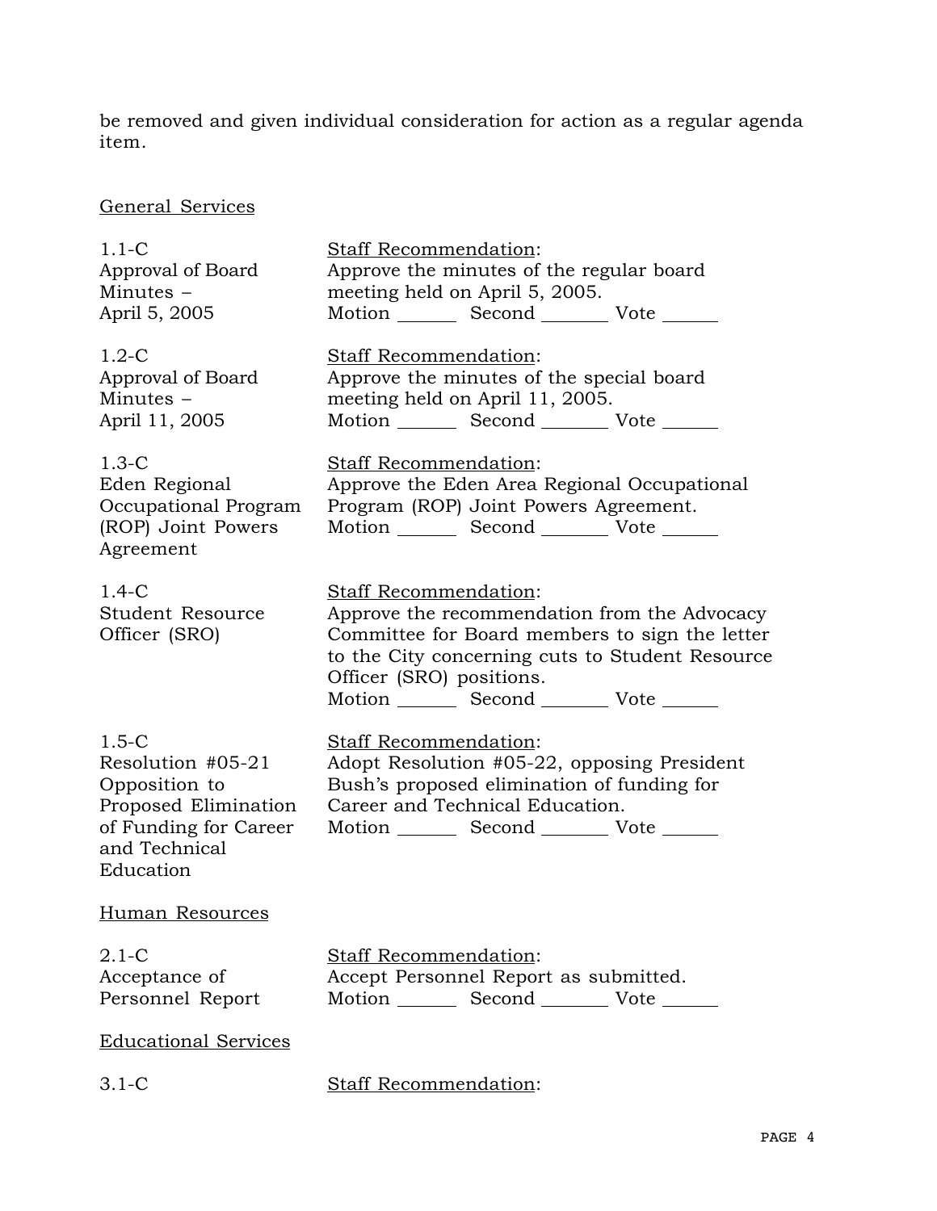be removed and given individual consideration for action as a regular agenda item.

General Services

| | |
|---|---|
| 1.1-C<br>Approval of Board Minutes – April 5, 2005 | Staff Recommendation:<br>Approve the minutes of the regular board meeting held on April 5, 2005.<br>Motion ______ Second _______ Vote ______ |
| 1.2-C<br>Approval of Board Minutes – April 11, 2005 | Staff Recommendation:<br>Approve the minutes of the special board meeting held on April 11, 2005.<br>Motion ______ Second _______ Vote ______ |
| 1.3-C<br>Eden Regional Occupational Program (ROP) Joint Powers Agreement | Staff Recommendation:<br>Approve the Eden Area Regional Occupational Program (ROP) Joint Powers Agreement.<br>Motion ______ Second _______ Vote ______ |
| 1.4-C<br>Student Resource Officer (SRO) | Staff Recommendation:<br>Approve the recommendation from the Advocacy Committee for Board members to sign the letter to the City concerning cuts to Student Resource Officer (SRO) positions.<br>Motion ______ Second _______ Vote ______ |
| 1.5-C<br>Resolution #05-21 Opposition to Proposed Elimination of Funding for Career and Technical Education | Staff Recommendation:<br>Adopt Resolution #05-22, opposing President Bush's proposed elimination of funding for Career and Technical Education.<br>Motion ______ Second _______ Vote ______ |

Human Resources

| | |
|---|---|
| 2.1-C<br>Acceptance of Personnel Report | Staff Recommendation:<br>Accept Personnel Report as submitted.<br>Motion ______ Second _______ Vote ______ |

Educational Services

| | |
|---|---|
| 3.1-C | Staff Recommendation: |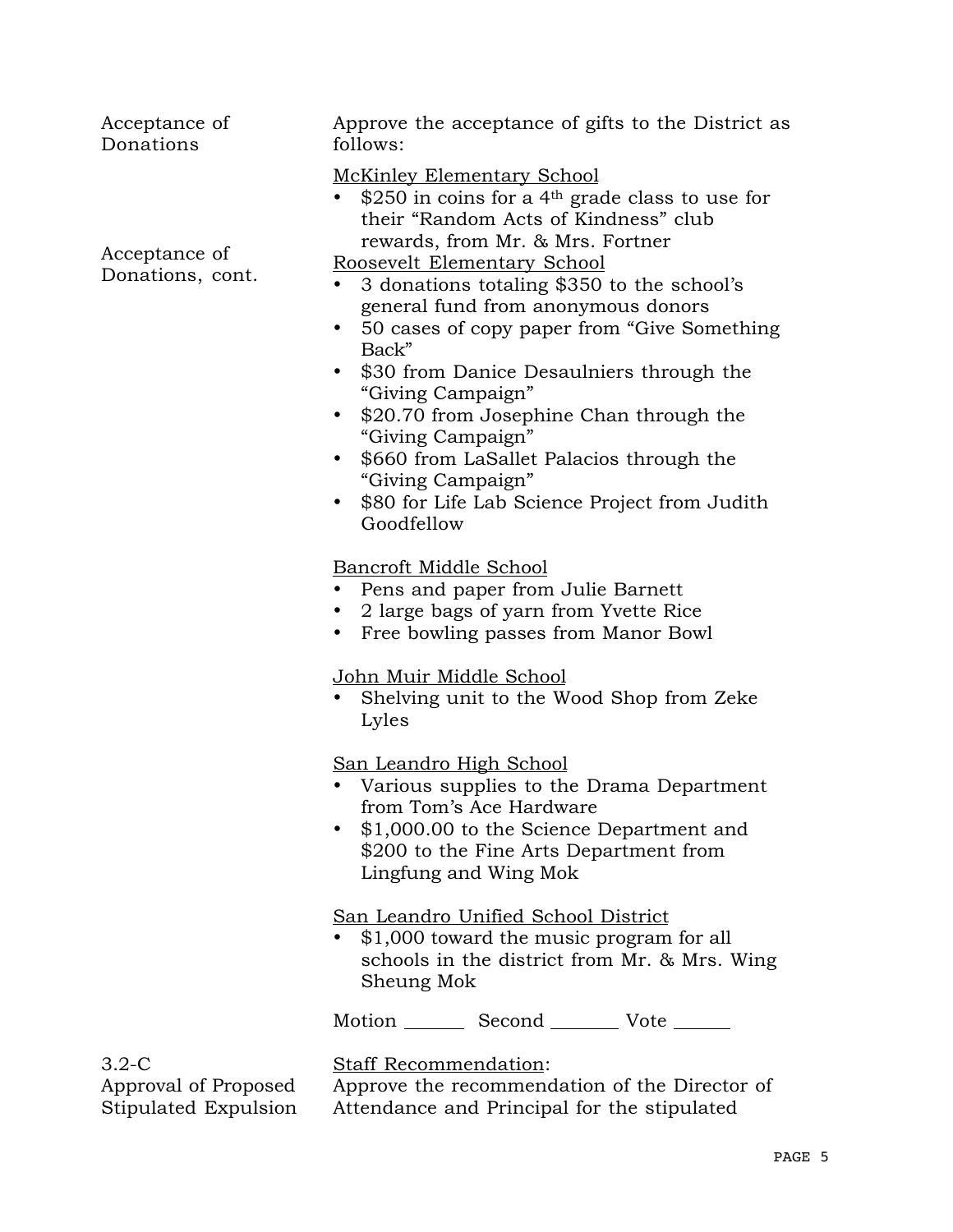Acceptance of Donations

Approve the acceptance of gifts to the District as follows:

<u>McKinley Elementary School</u>

- $250 in coins for a 4th grade class to use for their "Random Acts of Kindness" club rewards, from Mr. & Mrs. Fortner

Acceptance of Donations, cont.

<u>Roosevelt Elementary School</u>

- 3 donations totaling $350 to the school's general fund from anonymous donors
- 50 cases of copy paper from "Give Something Back"
- $30 from Danice Desaulniers through the "Giving Campaign"
- $20.70 from Josephine Chan through the "Giving Campaign"
- $660 from LaSallet Palacios through the "Giving Campaign"
- $80 for Life Lab Science Project from Judith Goodfellow

<u>Bancroft Middle School</u>

- Pens and paper from Julie Barnett
- 2 large bags of yarn from Yvette Rice
- Free bowling passes from Manor Bowl

<u>John Muir Middle School</u>

- Shelving unit to the Wood Shop from Zeke Lyles

<u>San Leandro High School</u>

- Various supplies to the Drama Department from Tom's Ace Hardware
- $1,000.00 to the Science Department and $200 to the Fine Arts Department from Lingfung and Wing Mok

<u>San Leandro Unified School District</u>

- $1,000 toward the music program for all schools in the district from Mr. & Mrs. Wing Sheung Mok

Motion ______ Second _______ Vote ______

3.2-C
Approval of Proposed Stipulated Expulsion

<u>Staff Recommendation</u>:
Approve the recommendation of the Director of Attendance and Principal for the stipulated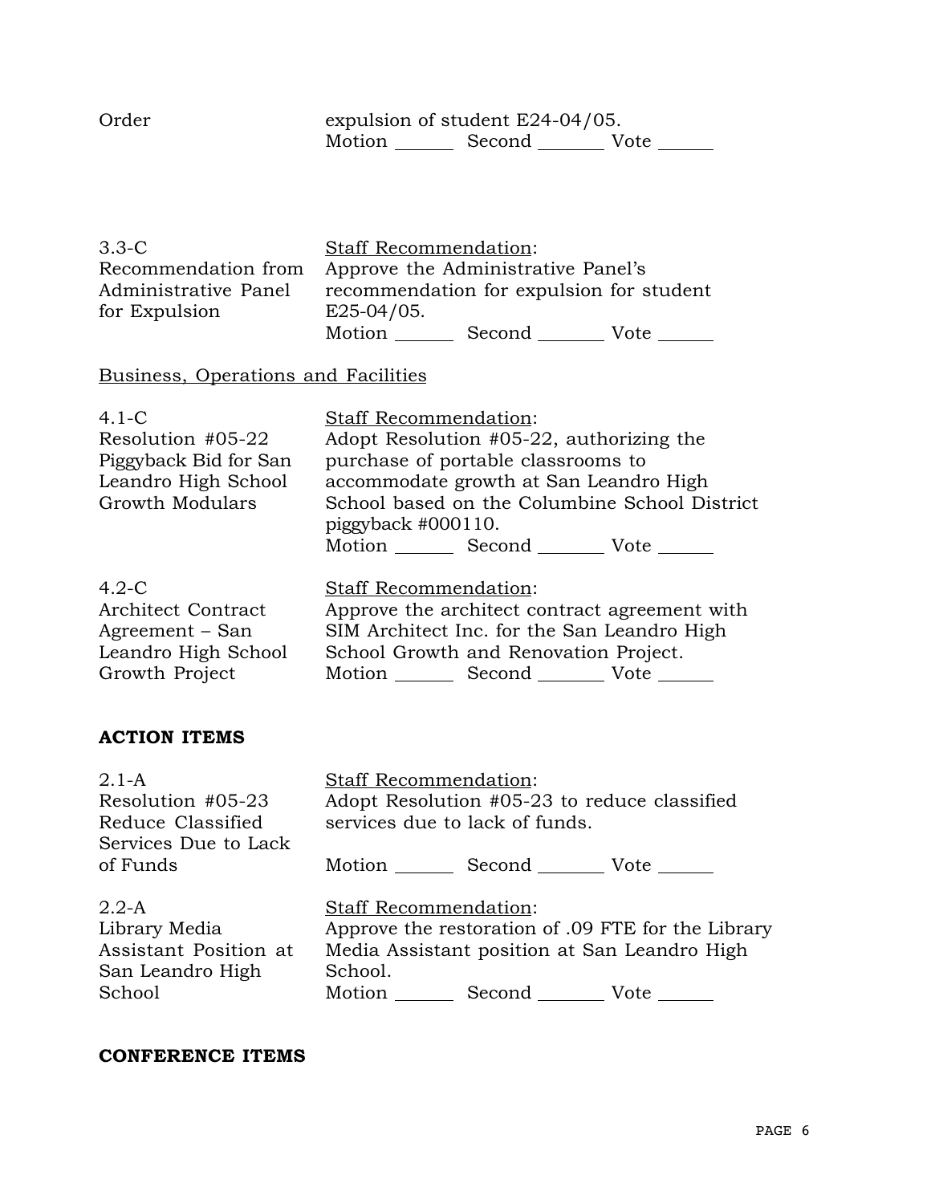Order | expulsion of student E24-04/05.
Motion _______ Second _______ Vote ______

3.3-C
Recommendation from Administrative Panel for Expulsion

Staff Recommendation:
Approve the Administrative Panel's recommendation for expulsion for student E25-04/05.
Motion _______ Second _______ Vote ______

Business, Operations and Facilities

4.1-C
Resolution #05-22 Piggyback Bid for San Leandro High School Growth Modulars

Staff Recommendation:
Adopt Resolution #05-22, authorizing the purchase of portable classrooms to accommodate growth at San Leandro High School based on the Columbine School District piggyback #000110.
Motion _______ Second _______ Vote ______

4.2-C
Architect Contract Agreement – San Leandro High School Growth Project

Staff Recommendation:
Approve the architect contract agreement with SIM Architect Inc. for the San Leandro High School Growth and Renovation Project.
Motion _______ Second _______ Vote ______

**ACTION ITEMS**

2.1-A
Resolution #05-23 Reduce Classified Services Due to Lack of Funds

Staff Recommendation:
Adopt Resolution #05-23 to reduce classified services due to lack of funds.
Motion _______ Second _______ Vote ______

2.2-A
Library Media Assistant Position at San Leandro High School

Staff Recommendation:
Approve the restoration of .09 FTE for the Library Media Assistant position at San Leandro High School.
Motion _______ Second _______ Vote ______

**CONFERENCE ITEMS**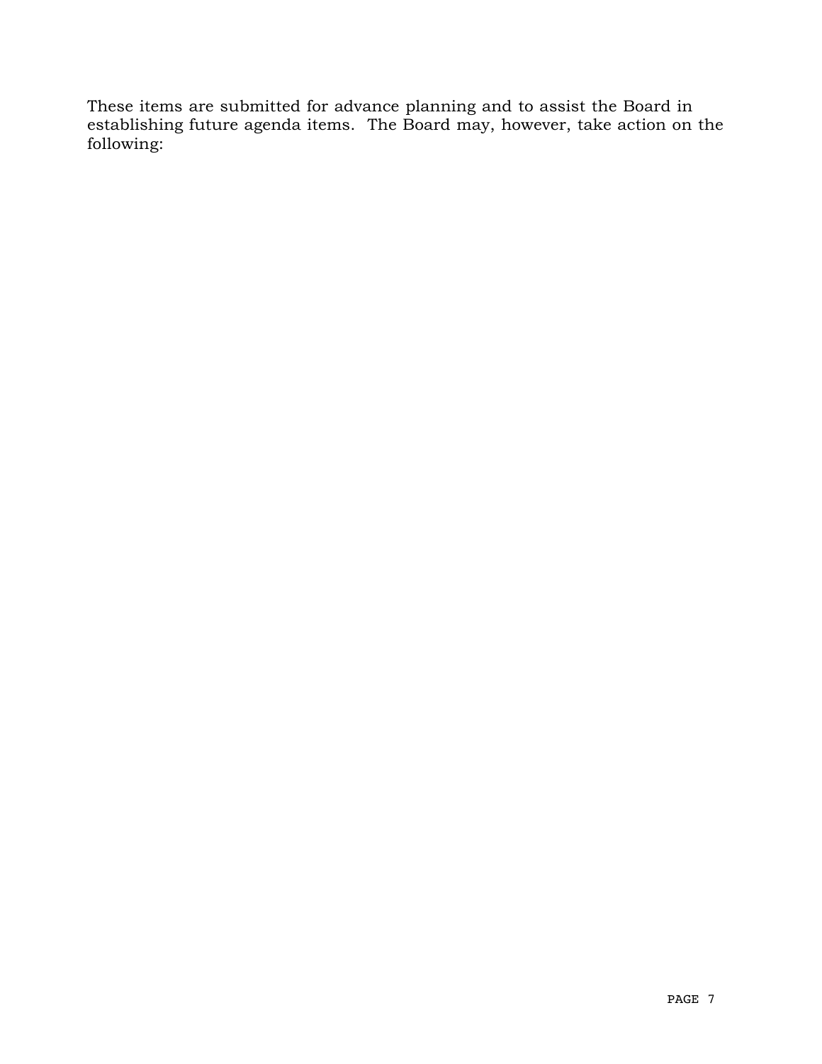These items are submitted for advance planning and to assist the Board in establishing future agenda items. The Board may, however, take action on the following: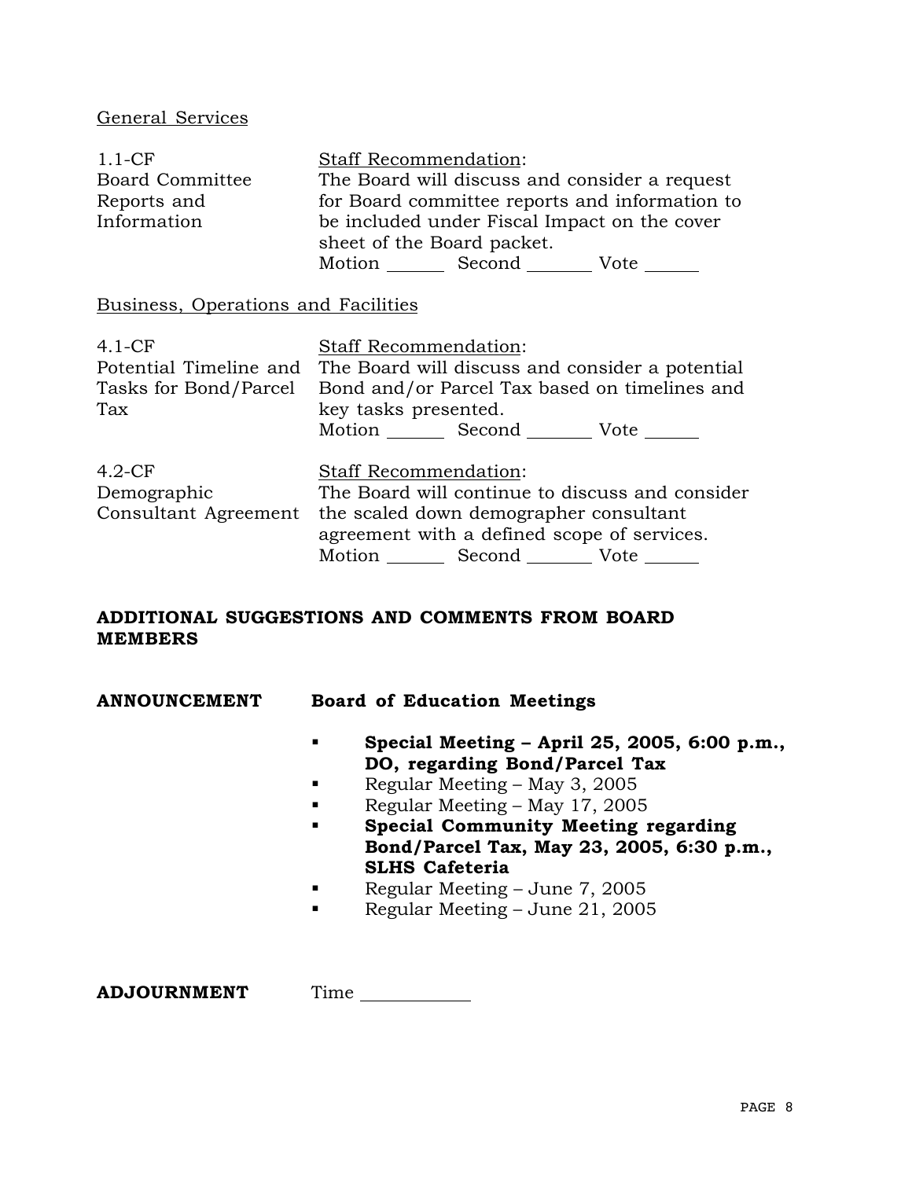General Services

1.1-CF
Board Committee Reports and Information

Staff Recommendation:
The Board will discuss and consider a request for Board committee reports and information to be included under Fiscal Impact on the cover sheet of the Board packet.
Motion ______ Second _______ Vote ______

Business, Operations and Facilities

4.1-CF
Potential Timeline and Tasks for Bond/Parcel Tax

Staff Recommendation:
The Board will discuss and consider a potential Bond and/or Parcel Tax based on timelines and key tasks presented.
Motion ______ Second _______ Vote ______

4.2-CF
Demographic Consultant Agreement

Staff Recommendation:
The Board will continue to discuss and consider the scaled down demographer consultant agreement with a defined scope of services.
Motion ______ Second _______ Vote ______

**ADDITIONAL SUGGESTIONS AND COMMENTS FROM BOARD MEMBERS**

**ANNOUNCEMENT** **Board of Education Meetings**

- **Special Meeting – April 25, 2005, 6:00 p.m., DO, regarding Bond/Parcel Tax**
- Regular Meeting – May 3, 2005
- Regular Meeting – May 17, 2005
- **Special Community Meeting regarding Bond/Parcel Tax, May 23, 2005, 6:30 p.m., SLHS Cafeteria**
- Regular Meeting – June 7, 2005
- Regular Meeting – June 21, 2005

**ADJOURNMENT** Time ____________